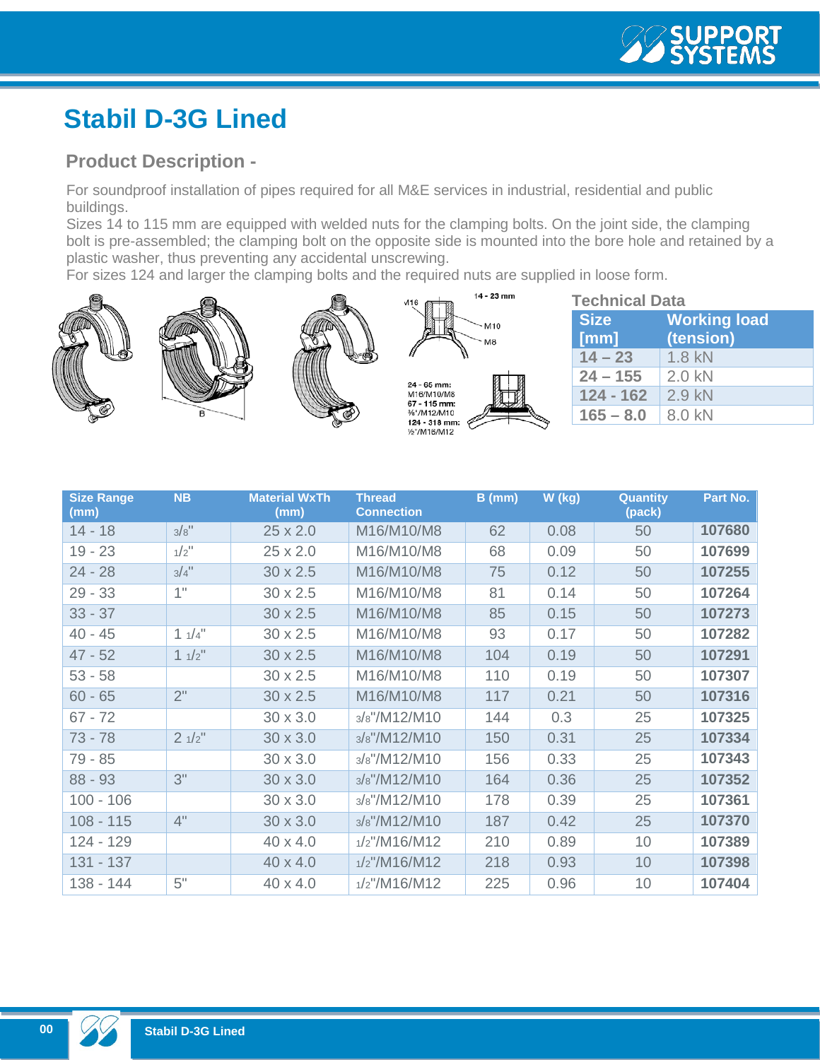# Stabil D-3G Lined

## Product Description -

For soundproof installation of pipes required for all M&E services in industrial, residential and public buildings.
Sizes 14 to 115 mm are equipped with welded nuts for the clamping bolts. On the joint side, the clamping bolt is pre-assembled; the clamping bolt on the opposite side is mounted into the bore hole and retained by a plastic washer, thus preventing any accidental unscrewing.
For sizes 124 and larger the clamping bolts and the required nuts are supplied in loose form.

14 - 23 mm: M16 / M10 / M8

24 - 65 mm: M16/M10/M8
67 - 115 mm: ⅜"/M12/M10
124 - 318 mm: ½"/M16/M12

### Technical Data

| Size [mm] | Working load (tension) |
|---|---|
| 14 – 23 | 1.8 kN |
| 24 – 155 | 2.0 kN |
| 124 - 162 | 2.9 kN |
| 165 – 8.0 | 8.0 kN |

| Size Range (mm) | NB | Material WxTh (mm) | Thread Connection | B (mm) | W (kg) | Quantity (pack) | Part No. |
|---|---|---|---|---|---|---|---|
| 14 - 18 | 3/8" | 25 x 2.0 | M16/M10/M8 | 62 | 0.08 | 50 | **107680** |
| 19 - 23 | 1/2" | 25 x 2.0 | M16/M10/M8 | 68 | 0.09 | 50 | **107699** |
| 24 - 28 | 3/4" | 30 x 2.5 | M16/M10/M8 | 75 | 0.12 | 50 | **107255** |
| 29 - 33 | 1" | 30 x 2.5 | M16/M10/M8 | 81 | 0.14 | 50 | **107264** |
| 33 - 37 | | 30 x 2.5 | M16/M10/M8 | 85 | 0.15 | 50 | **107273** |
| 40 - 45 | 1 1/4" | 30 x 2.5 | M16/M10/M8 | 93 | 0.17 | 50 | **107282** |
| 47 - 52 | 1 1/2" | 30 x 2.5 | M16/M10/M8 | 104 | 0.19 | 50 | **107291** |
| 53 - 58 | | 30 x 2.5 | M16/M10/M8 | 110 | 0.19 | 50 | **107307** |
| 60 - 65 | 2" | 30 x 2.5 | M16/M10/M8 | 117 | 0.21 | 50 | **107316** |
| 67 - 72 | | 30 x 3.0 | 3/8"/M12/M10 | 144 | 0.3 | 25 | **107325** |
| 73 - 78 | 2 1/2" | 30 x 3.0 | 3/8"/M12/M10 | 150 | 0.31 | 25 | **107334** |
| 79 - 85 | | 30 x 3.0 | 3/8"/M12/M10 | 156 | 0.33 | 25 | **107343** |
| 88 - 93 | 3" | 30 x 3.0 | 3/8"/M12/M10 | 164 | 0.36 | 25 | **107352** |
| 100 - 106 | | 30 x 3.0 | 3/8"/M12/M10 | 178 | 0.39 | 25 | **107361** |
| 108 - 115 | 4" | 30 x 3.0 | 3/8"/M12/M10 | 187 | 0.42 | 25 | **107370** |
| 124 - 129 | | 40 x 4.0 | 1/2"/M16/M12 | 210 | 0.89 | 10 | **107389** |
| 131 - 137 | | 40 x 4.0 | 1/2"/M16/M12 | 218 | 0.93 | 10 | **107398** |
| 138 - 144 | 5" | 40 x 4.0 | 1/2"/M16/M12 | 225 | 0.96 | 10 | **107404** |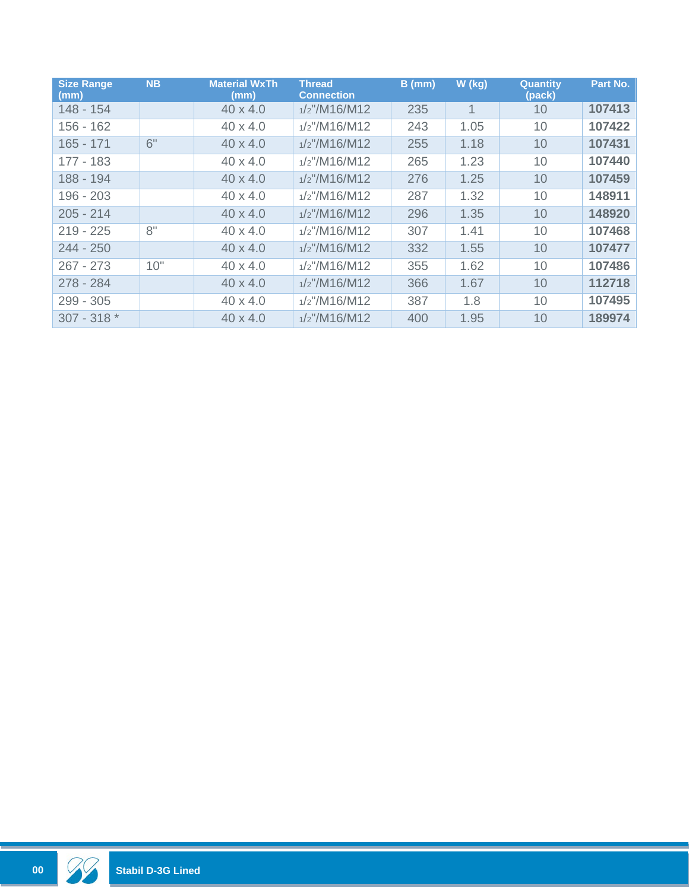| Size Range (mm) | NB | Material WxTh (mm) | Thread Connection | B (mm) | W (kg) | Quantity (pack) | Part No. |
|---|---|---|---|---|---|---|---|
| 148 - 154 | | 40 x 4.0 | 1/2"/M16/M12 | 235 | 1 | 10 | **107413** |
| 156 - 162 | | 40 x 4.0 | 1/2"/M16/M12 | 243 | 1.05 | 10 | **107422** |
| 165 - 171 | 6" | 40 x 4.0 | 1/2"/M16/M12 | 255 | 1.18 | 10 | **107431** |
| 177 - 183 | | 40 x 4.0 | 1/2"/M16/M12 | 265 | 1.23 | 10 | **107440** |
| 188 - 194 | | 40 x 4.0 | 1/2"/M16/M12 | 276 | 1.25 | 10 | **107459** |
| 196 - 203 | | 40 x 4.0 | 1/2"/M16/M12 | 287 | 1.32 | 10 | **148911** |
| 205 - 214 | | 40 x 4.0 | 1/2"/M16/M12 | 296 | 1.35 | 10 | **148920** |
| 219 - 225 | 8" | 40 x 4.0 | 1/2"/M16/M12 | 307 | 1.41 | 10 | **107468** |
| 244 - 250 | | 40 x 4.0 | 1/2"/M16/M12 | 332 | 1.55 | 10 | **107477** |
| 267 - 273 | 10" | 40 x 4.0 | 1/2"/M16/M12 | 355 | 1.62 | 10 | **107486** |
| 278 - 284 | | 40 x 4.0 | 1/2"/M16/M12 | 366 | 1.67 | 10 | **112718** |
| 299 - 305 | | 40 x 4.0 | 1/2"/M16/M12 | 387 | 1.8 | 10 | **107495** |
| 307 - 318 * | | 40 x 4.0 | 1/2"/M16/M12 | 400 | 1.95 | 10 | **189974** |